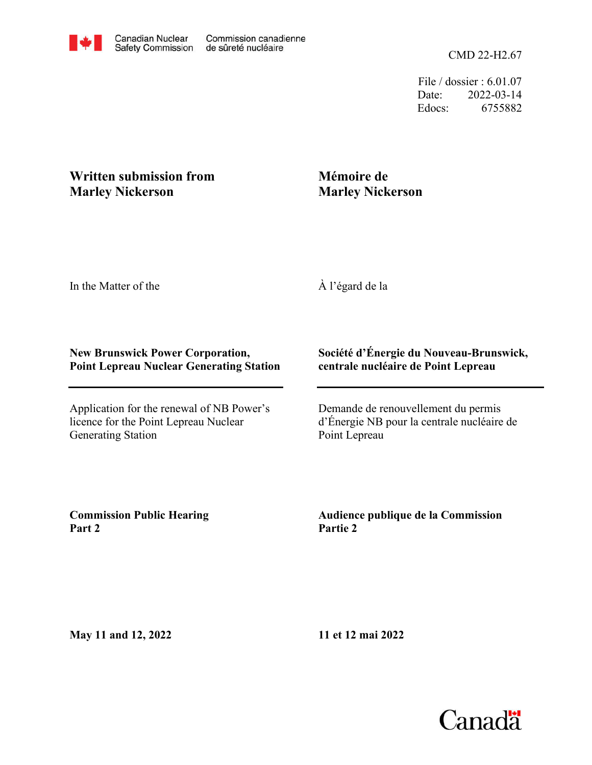Canadian Nuclear Safety Commission | Commission canadienne de sûreté nucléaire

CMD 22-H2.67

File / dossier : 6.01.07
Date: 2022-03-14
Edocs: 6755882

**Written submission from Marley Nickerson**

**Mémoire de Marley Nickerson**

In the Matter of the

À l'égard de la

**New Brunswick Power Corporation, Point Lepreau Nuclear Generating Station**

**Société d'Énergie du Nouveau-Brunswick, centrale nucléaire de Point Lepreau**

Application for the renewal of NB Power's licence for the Point Lepreau Nuclear Generating Station

Demande de renouvellement du permis d'Énergie NB pour la centrale nucléaire de Point Lepreau

**Commission Public Hearing Part 2**

**Audience publique de la Commission Partie 2**

**May 11 and 12, 2022**

**11 et 12 mai 2022**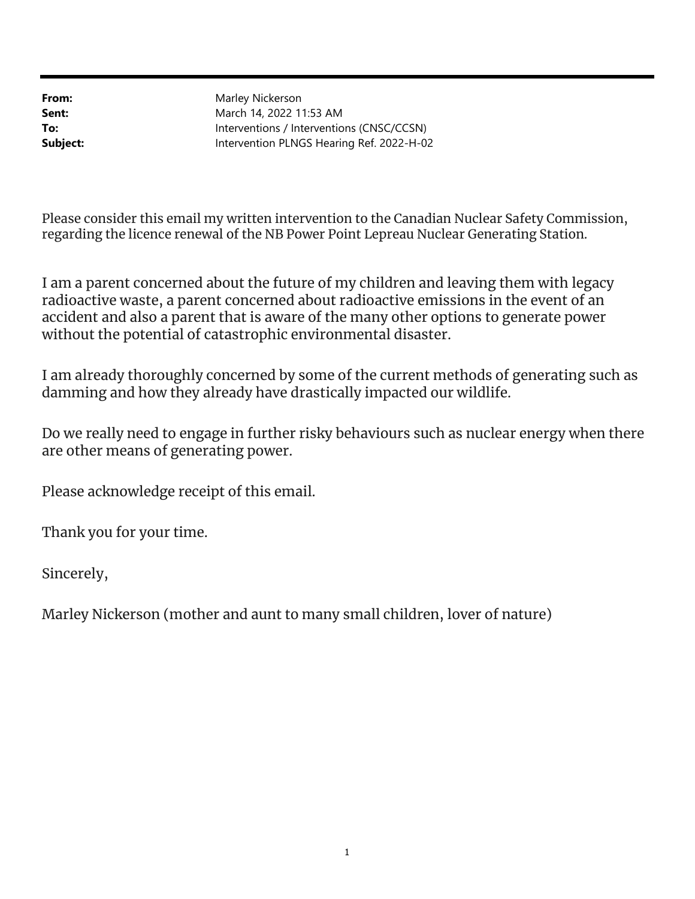**From:** Marley Nickerson
**Sent:** March 14, 2022 11:53 AM
**To:** Interventions / Interventions (CNSC/CCSN)
**Subject:** Intervention PLNGS Hearing Ref. 2022-H-02

Please consider this email my written intervention to the Canadian Nuclear Safety Commission, regarding the licence renewal of the NB Power Point Lepreau Nuclear Generating Station.

I am a parent concerned about the future of my children and leaving them with legacy radioactive waste, a parent concerned about radioactive emissions in the event of an accident and also a parent that is aware of the many other options to generate power without the potential of catastrophic environmental disaster.

I am already thoroughly concerned by some of the current methods of generating such as damming and how they already have drastically impacted our wildlife.

Do we really need to engage in further risky behaviours such as nuclear energy when there are other means of generating power.

Please acknowledge receipt of this email.

Thank you for your time.

Sincerely,

Marley Nickerson (mother and aunt to many small children, lover of nature)